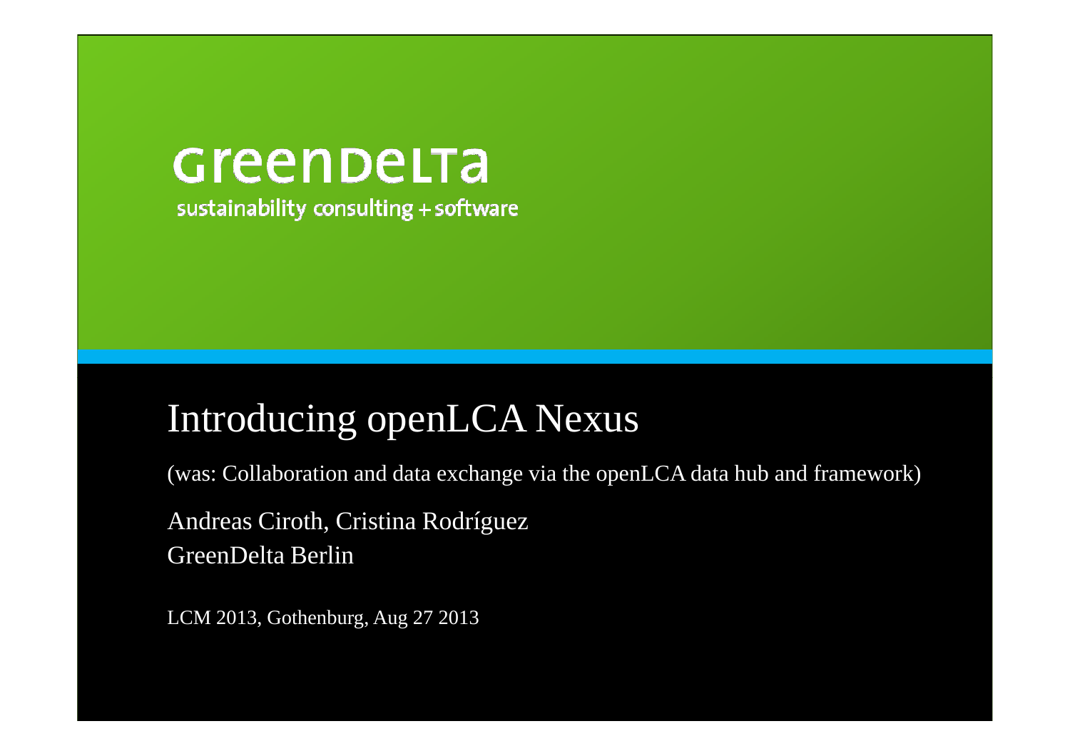GreenDelta

sustainability consulting + software

# Introducing openLCA Nexus

(was: Collaboration and data exchange via the openLCA data hub and framework)

Andreas Ciroth, Cristina Rodríguez
GreenDelta Berlin

LCM 2013, Gothenburg, Aug 27 2013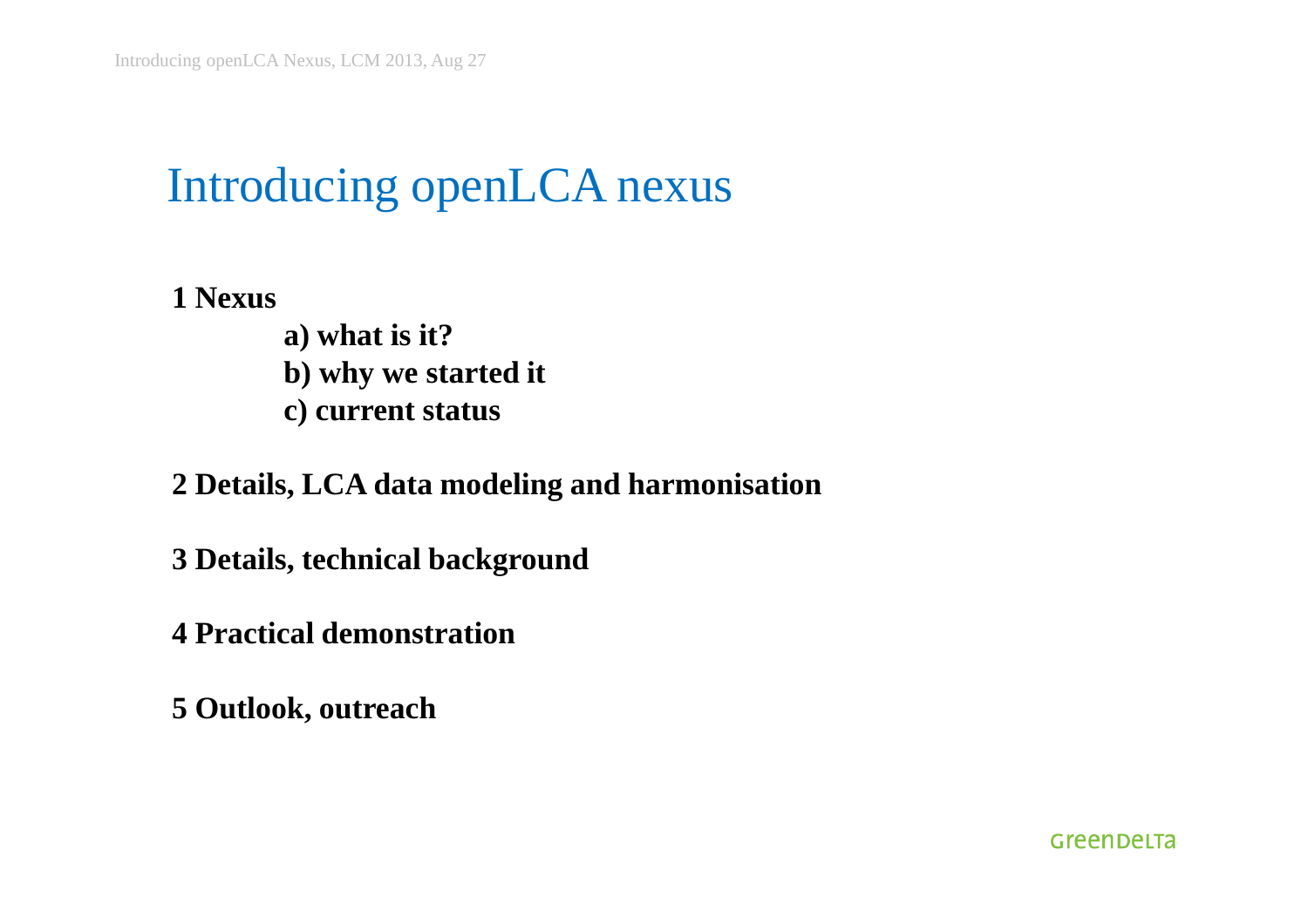# Introducing openLCA nexus

**1 Nexus**

- **a) what is it?**
- **b) why we started it**
- **c) current status**

**2 Details, LCA data modeling and harmonisation**

**3 Details, technical background**

**4 Practical demonstration**

**5 Outlook, outreach**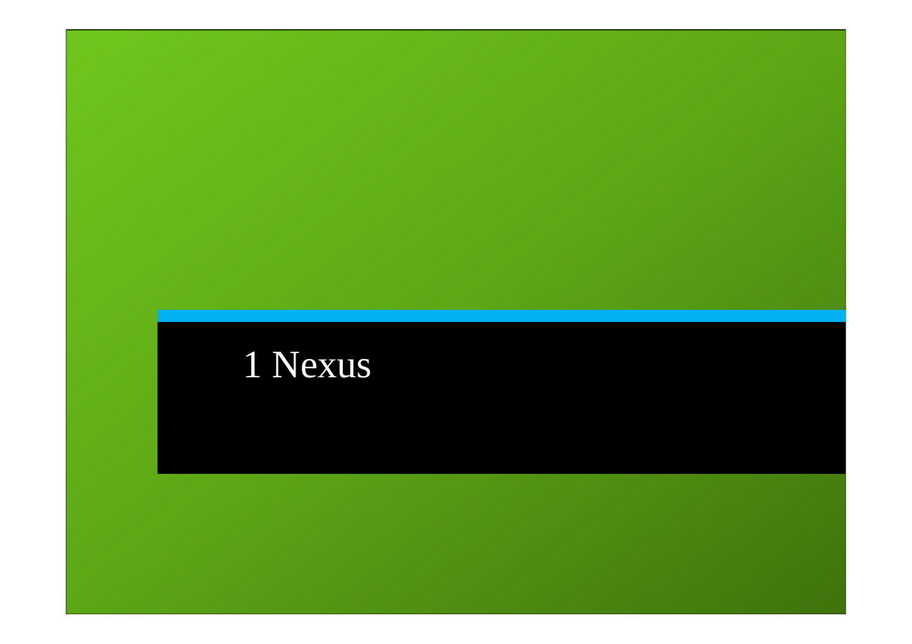# 1 Nexus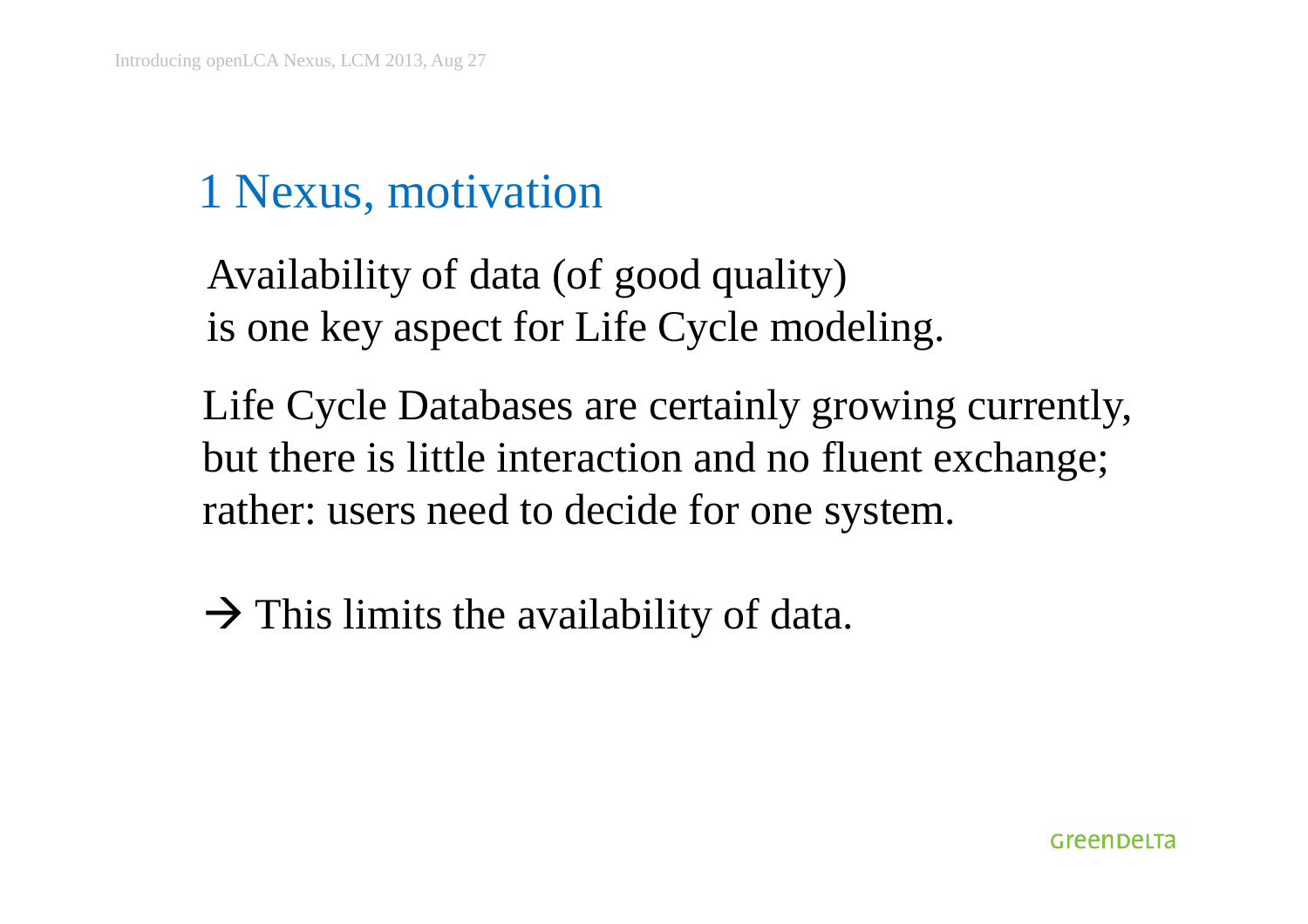# 1 Nexus, motivation

Availability of data (of good quality)
is one key aspect for Life Cycle modeling.

Life Cycle Databases are certainly growing currently,
but there is little interaction and no fluent exchange;
rather: users need to decide for one system.

→ This limits the availability of data.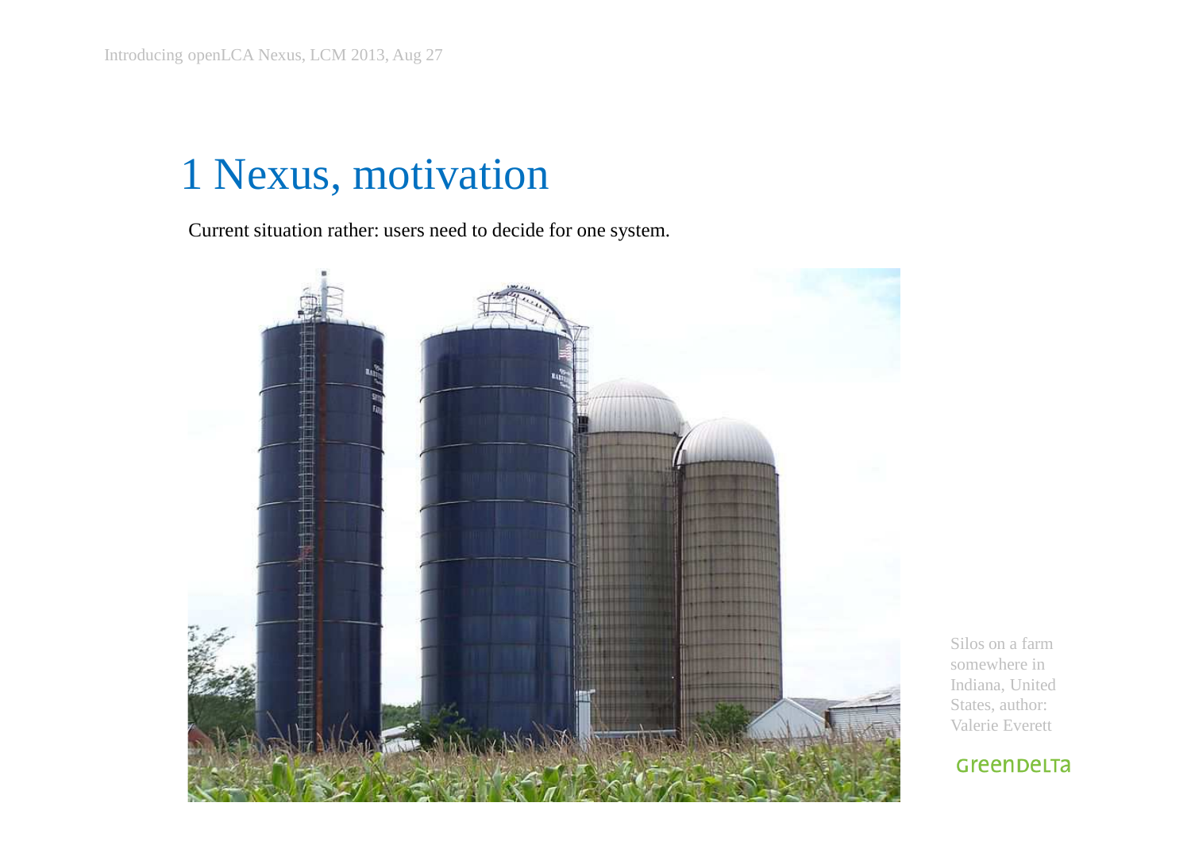# 1 Nexus, motivation

Current situation rather: users need to decide for one system.

Silos on a farm somewhere in Indiana, United States, author: Valerie Everett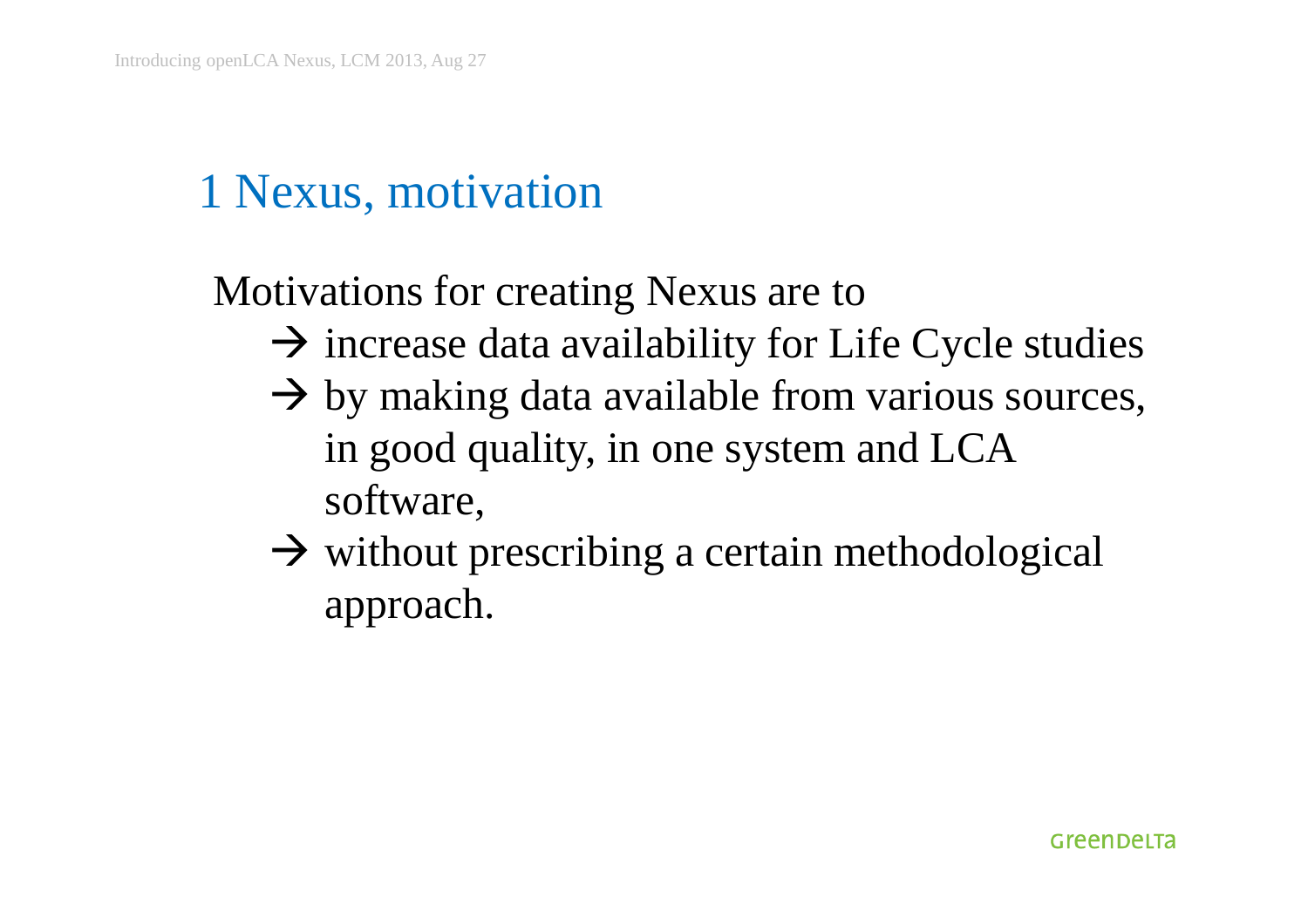# 1 Nexus, motivation

Motivations for creating Nexus are to

- → increase data availability for Life Cycle studies
- → by making data available from various sources, in good quality, in one system and LCA software,
- → without prescribing a certain methodological approach.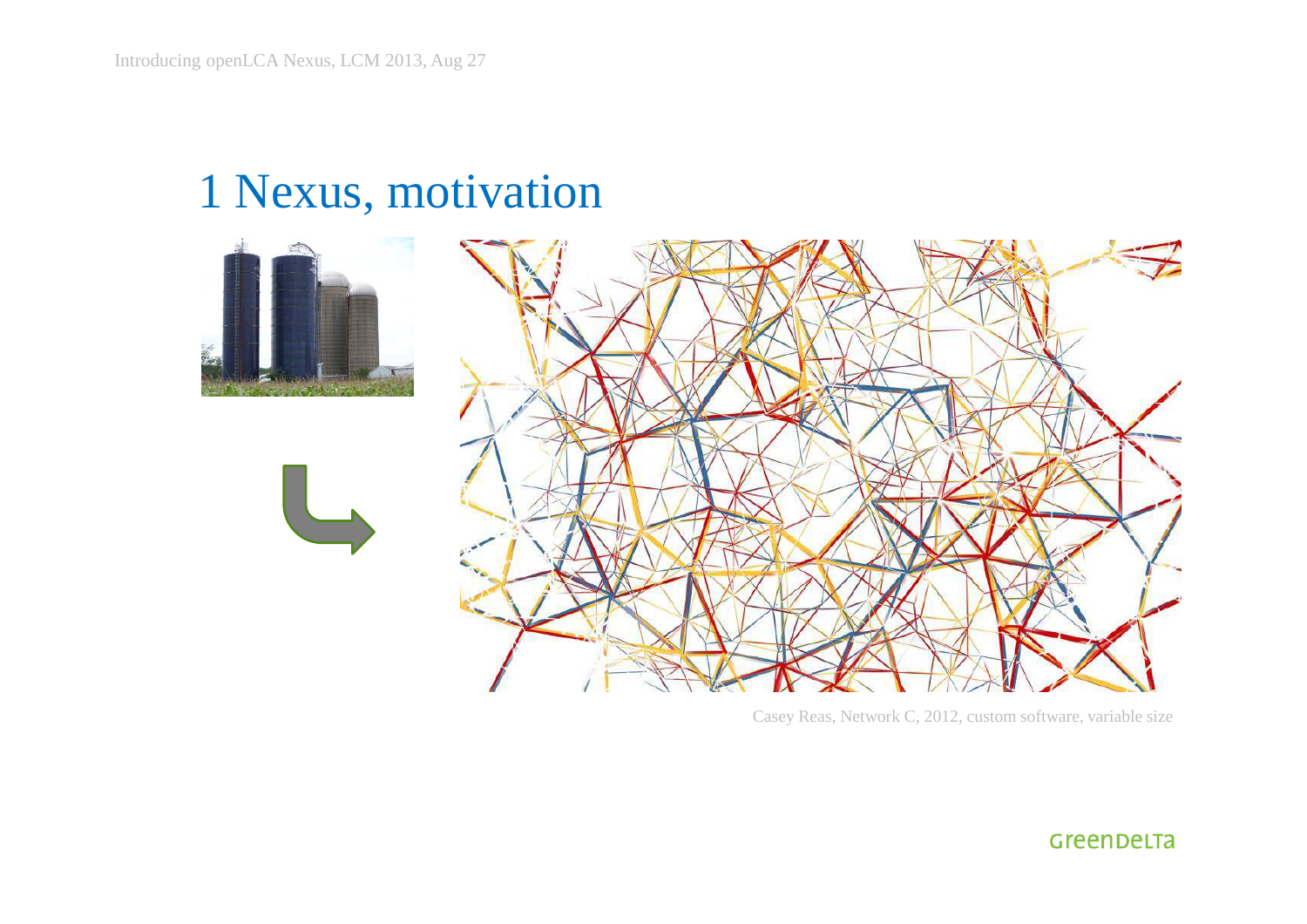# 1 Nexus, motivation

Casey Reas, Network C, 2012, custom software, variable size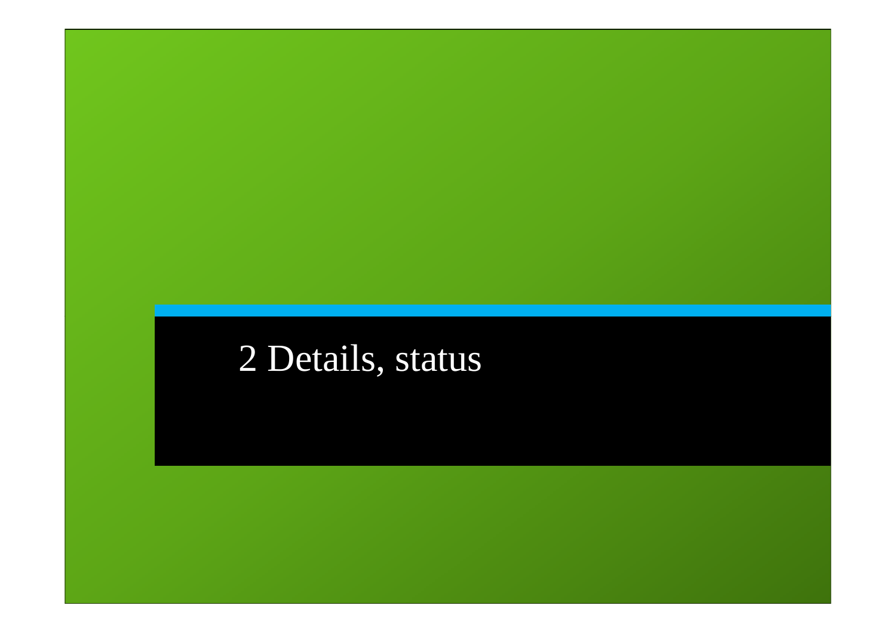# 2 Details, status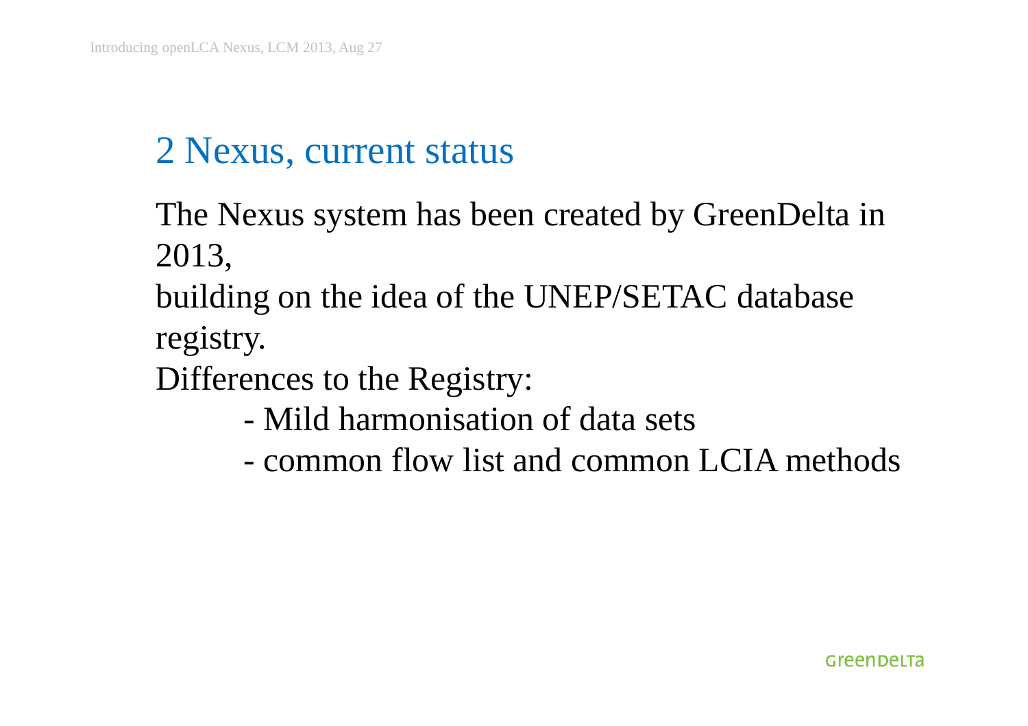## 2 Nexus, current status

The Nexus system has been created by GreenDelta in 2013,
building on the idea of the UNEP/SETAC database registry.
Differences to the Registry:

- Mild harmonisation of data sets
- common flow list and common LCIA methods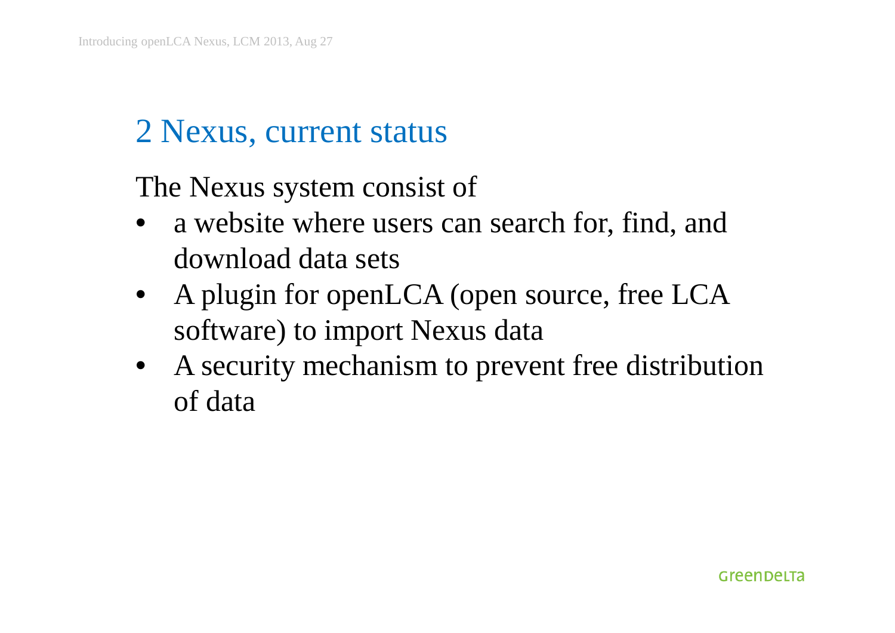## 2 Nexus, current status

The Nexus system consist of

- a website where users can search for, find, and download data sets
- A plugin for openLCA (open source, free LCA software) to import Nexus data
- A security mechanism to prevent free distribution of data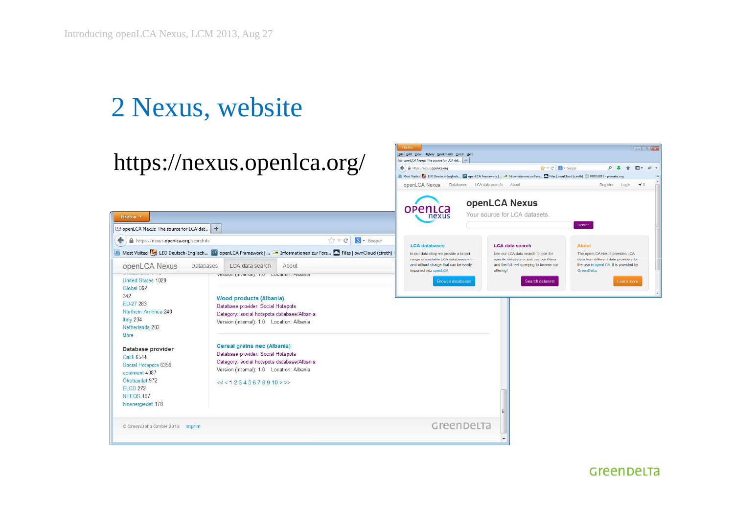# 2 Nexus, website

https://nexus.openlca.org/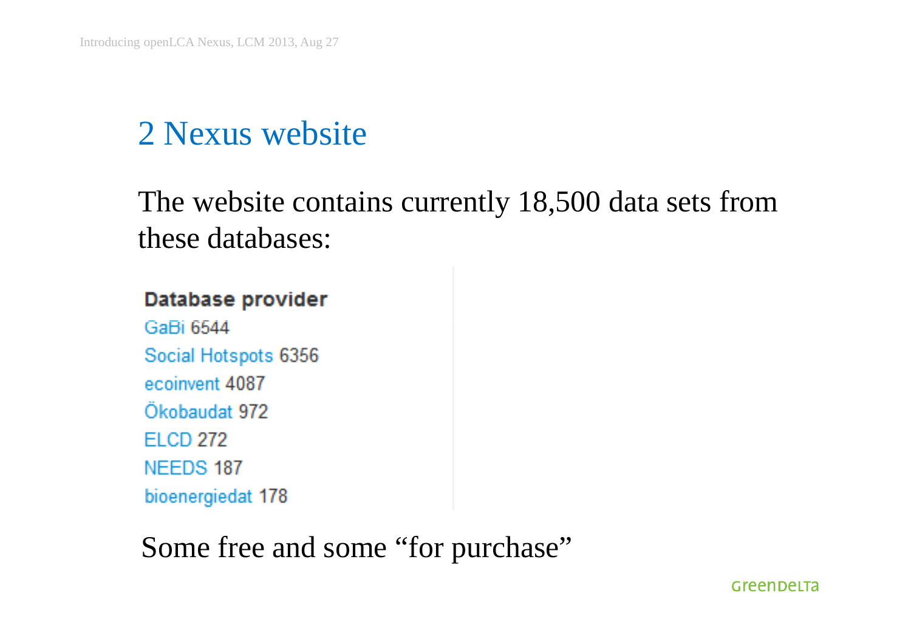## 2 Nexus website

The website contains currently 18,500 data sets from these databases:

**Database provider**

- GaBi 6544
- Social Hotspots 6356
- ecoinvent 4087
- Ökobaudat 972
- ELCD 272
- NEEDS 187
- bioenergiedat 178

Some free and some “for purchase”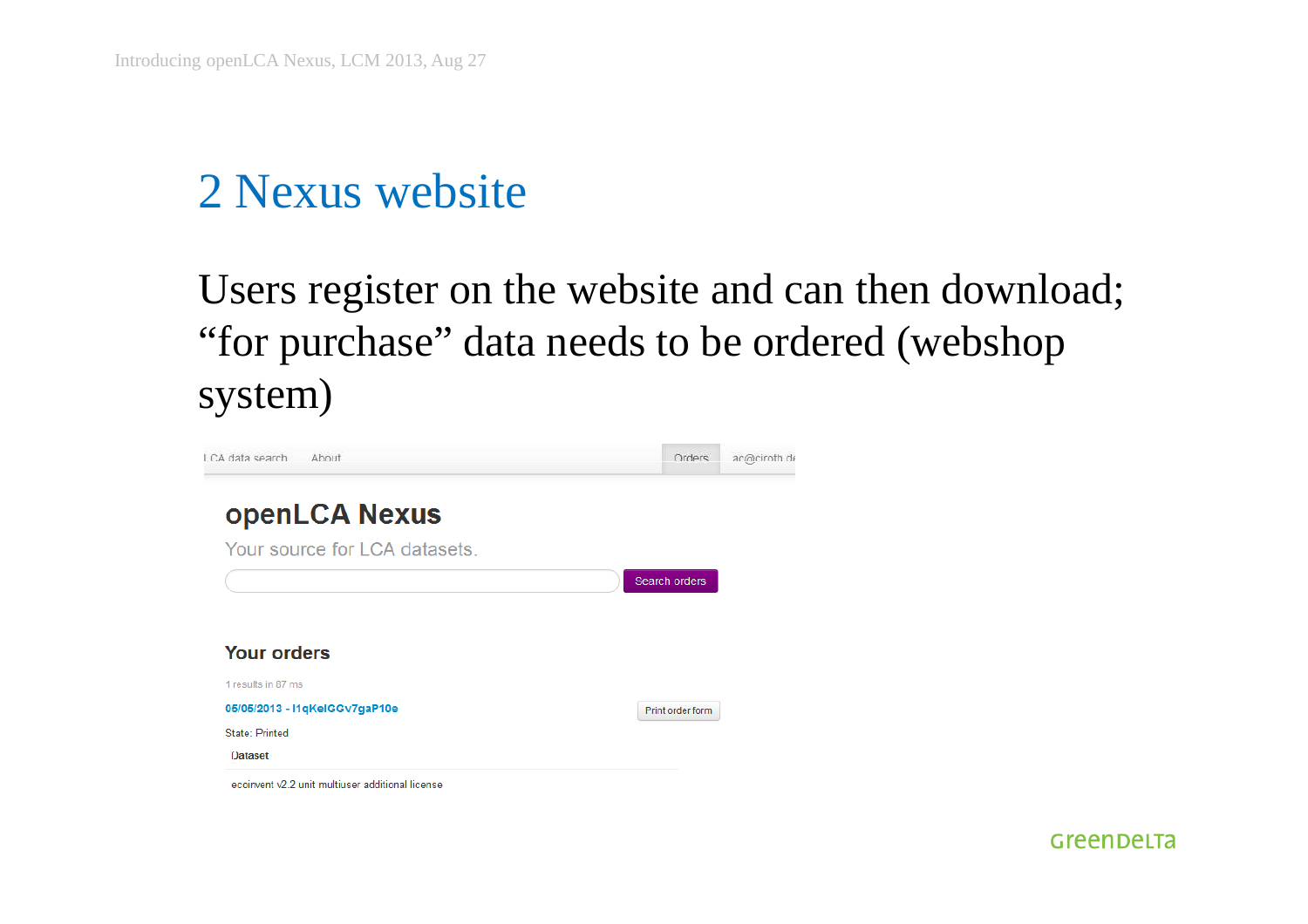# 2 Nexus website

Users register on the website and can then download; “for purchase” data needs to be ordered (webshop system)

LCA data search    About    Orders    ac@ciroth.de

## openLCA Nexus

Your source for LCA datasets.

Search orders

### Your orders

1 results in 87 ms

**05/05/2013 - I1qKeIGGv7gaP10e**    Print order form

State: Printed

| Dataset |
| --- |
| ecoinvent v2.2 unit multiuser additional license |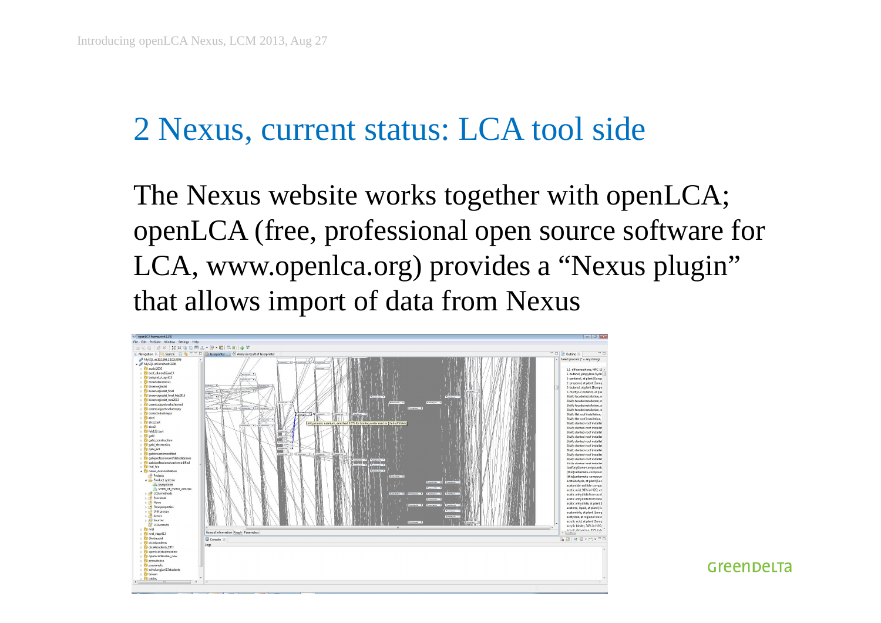## 2 Nexus, current status: LCA tool side

The Nexus website works together with openLCA; openLCA (free, professional open source software for LCA, www.openlca.org) provides a “Nexus plugin” that allows import of data from Nexus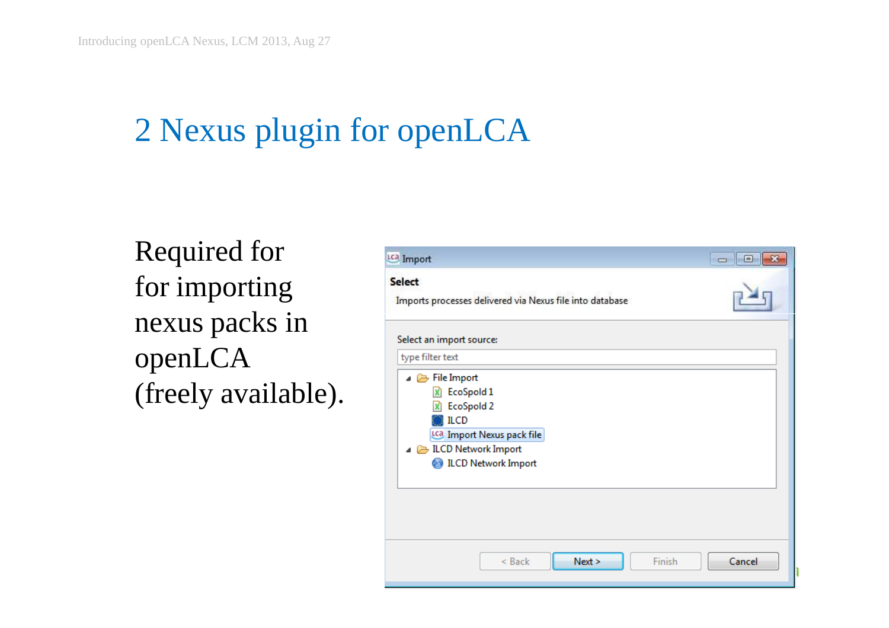## 2 Nexus plugin for openLCA

Required for
for importing
nexus packs in
openLCA
(freely available).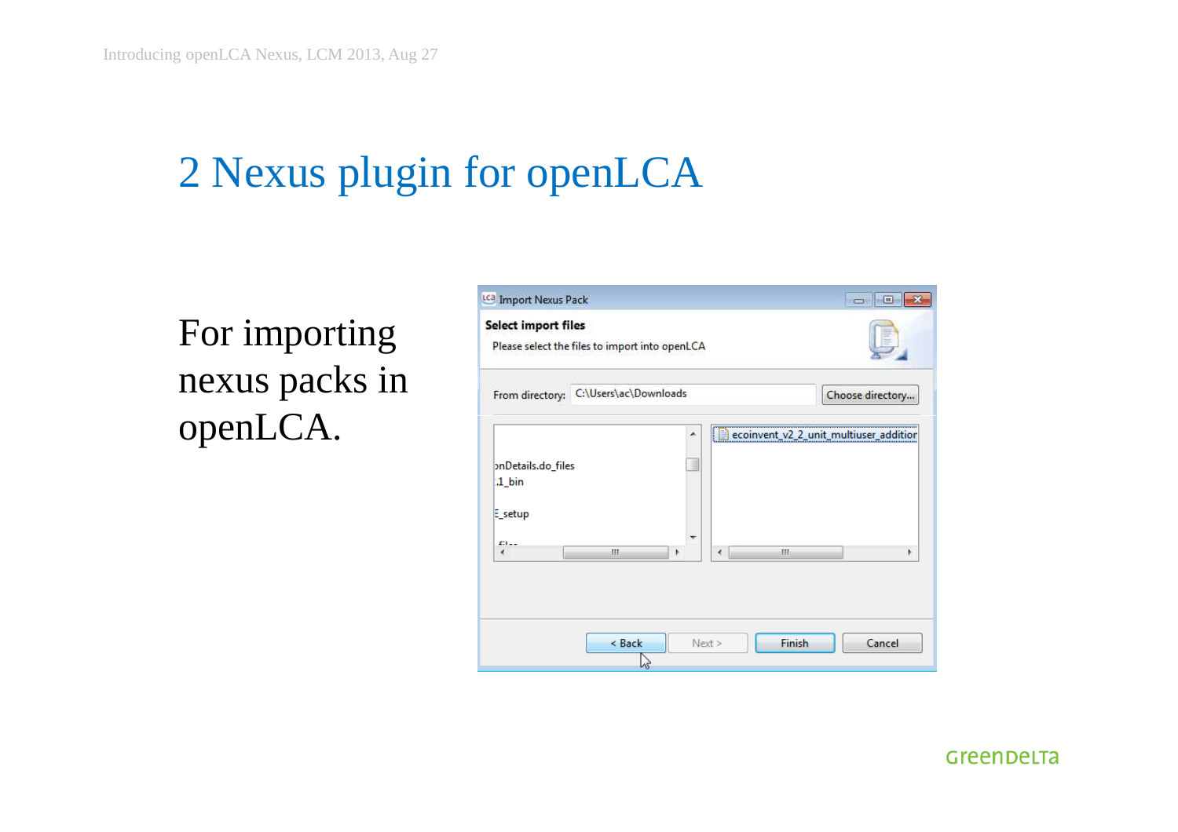# 2 Nexus plugin for openLCA

For importing nexus packs in openLCA.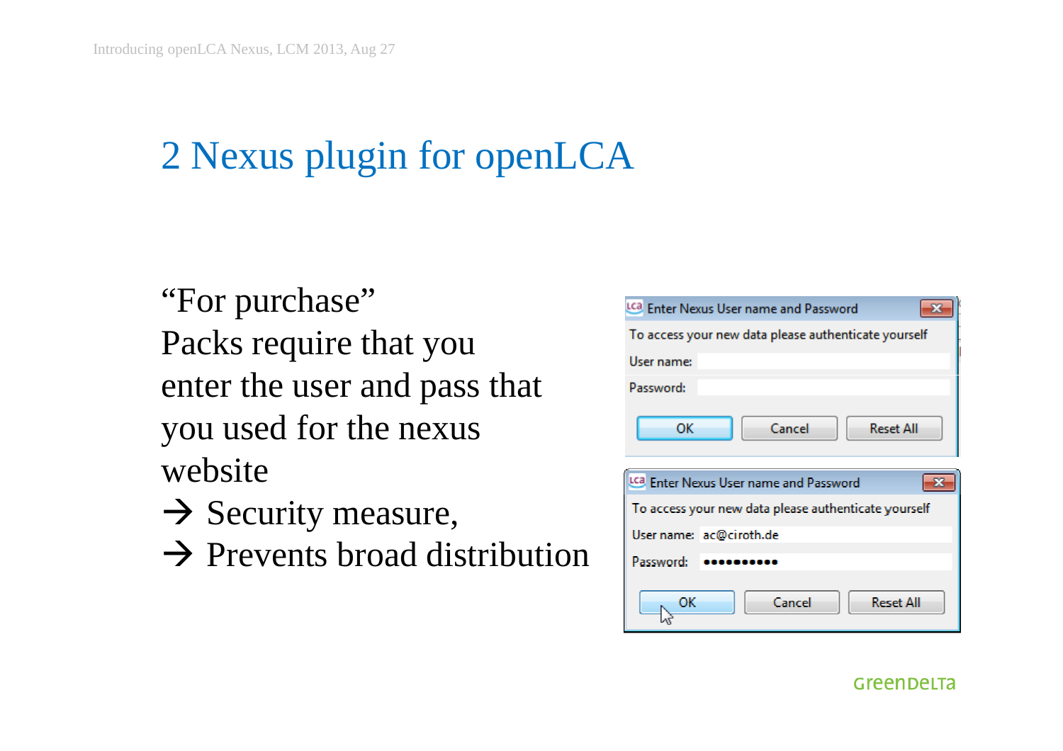# 2 Nexus plugin for openLCA

"For purchase" Packs require that you enter the user and pass that you used for the nexus website

→ Security measure,

→ Prevents broad distribution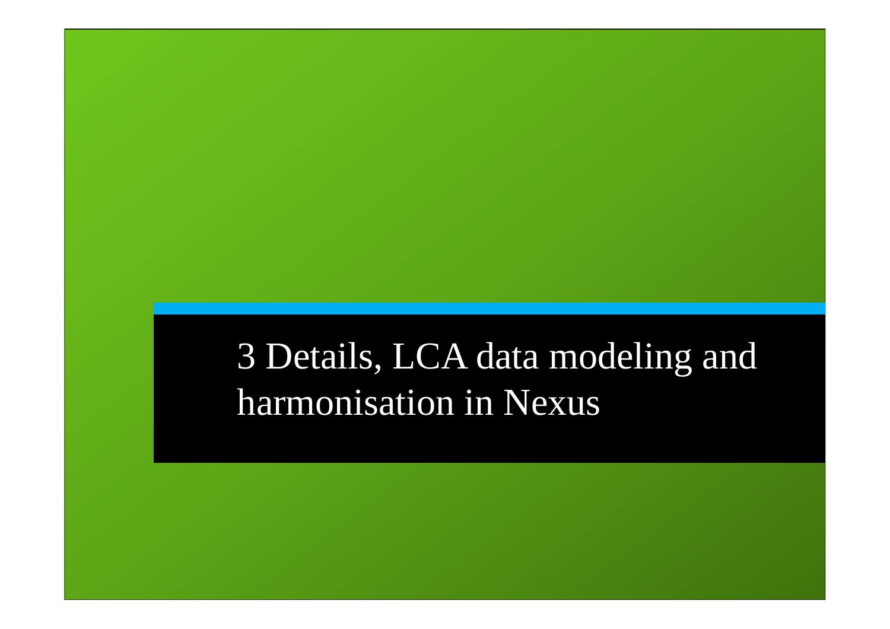# 3 Details, LCA data modeling and harmonisation in Nexus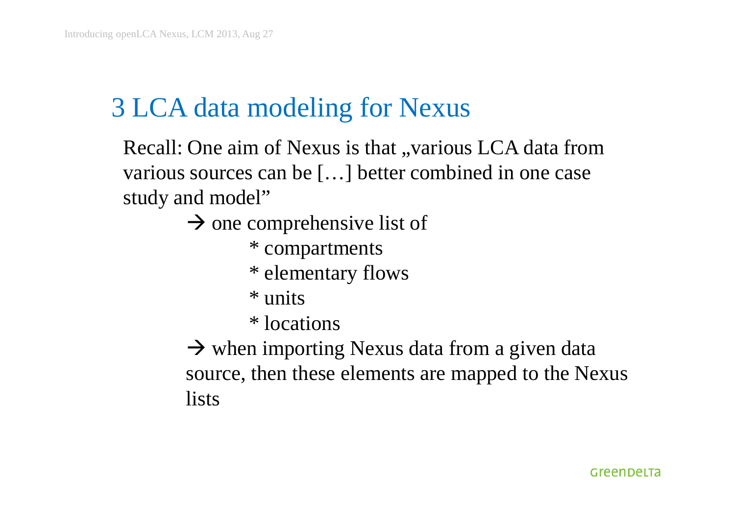# 3 LCA data modeling for Nexus

Recall: One aim of Nexus is that „various LCA data from various sources can be […] better combined in one case study and model"

→ one comprehensive list of

- * compartments
- * elementary flows
- * units
- * locations

→ when importing Nexus data from a given data source, then these elements are mapped to the Nexus lists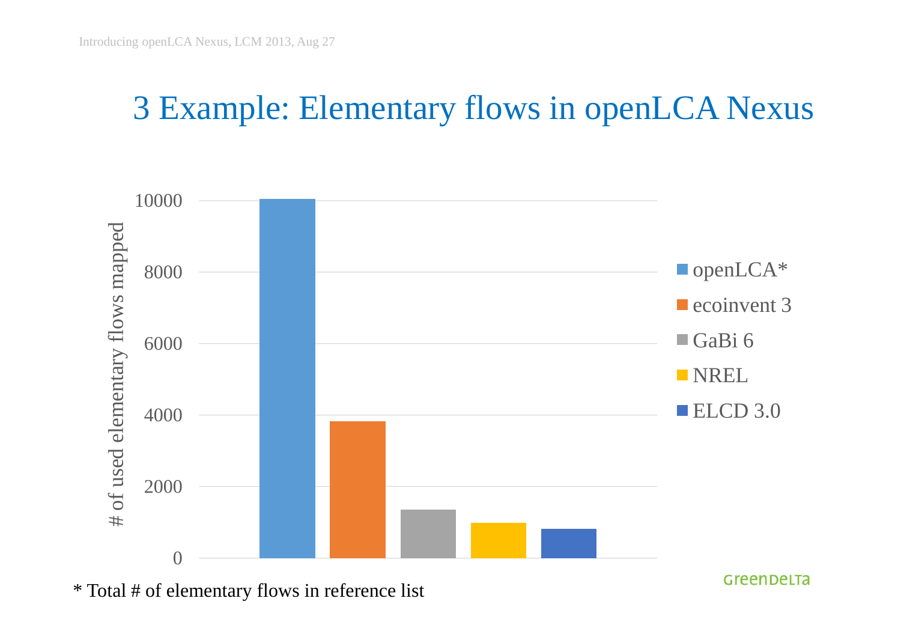# 3 Example: Elementary flows in openLCA Nexus

| | # of used elementary flows mapped |
|---|---|
| openLCA* | ~10000 |
| ecoinvent 3 | ~3800 |
| GaBi 6 | ~1350 |
| NREL | ~980 |
| ELCD 3.0 | ~800 |

\* Total # of elementary flows in reference list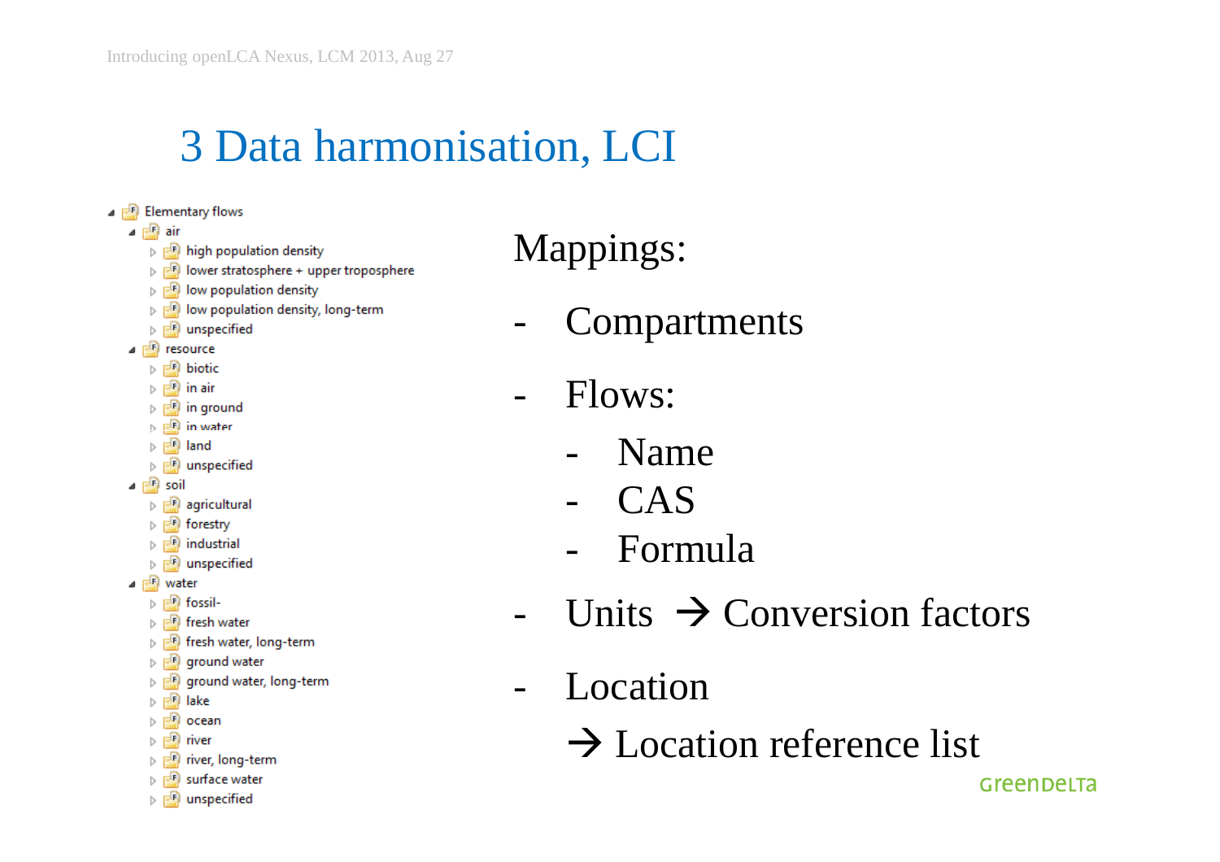# 3 Data harmonisation, LCI

- Elementary flows
  - air
    - high population density
    - lower stratosphere + upper troposphere
    - low population density
    - low population density, long-term
    - unspecified
  - resource
    - biotic
    - in air
    - in ground
    - in water
    - land
    - unspecified
  - soil
    - agricultural
    - forestry
    - industrial
    - unspecified
  - water
    - fossil-
    - fresh water
    - fresh water, long-term
    - ground water
    - ground water, long-term
    - lake
    - ocean
    - river
    - river, long-term
    - surface water
    - unspecified

Mappings:

- Compartments
- Flows:
  - Name
  - CAS
  - Formula
- Units → Conversion factors
- Location

  → Location reference list

GreenDelta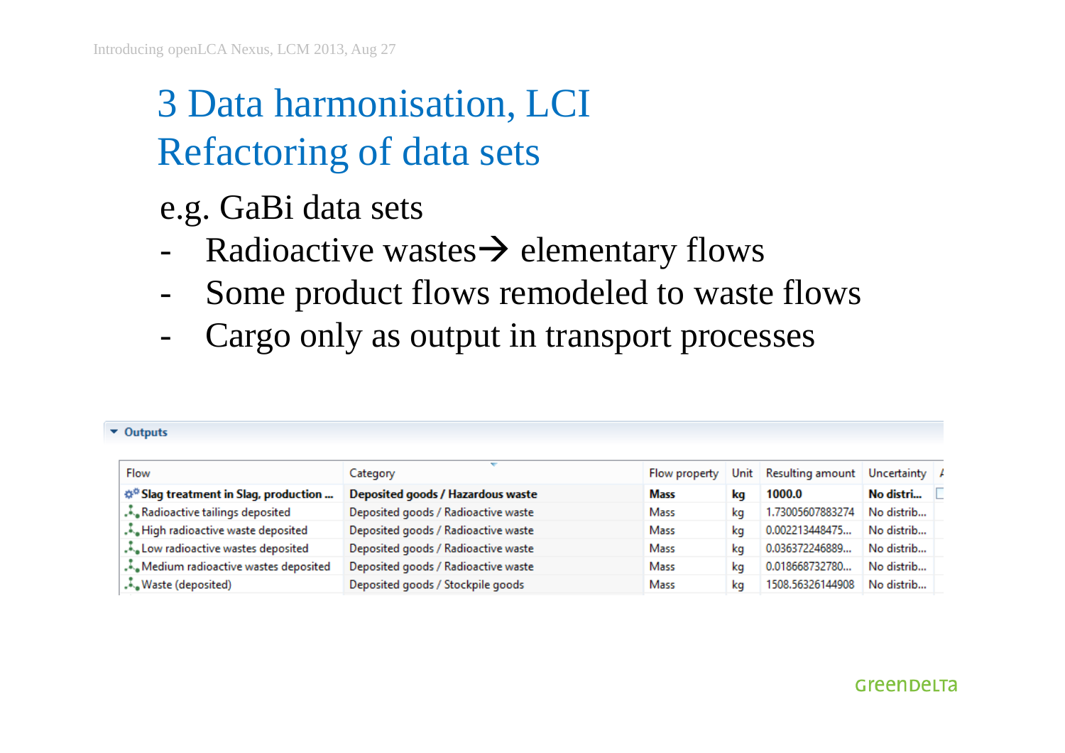# 3 Data harmonisation, LCI
## Refactoring of data sets

e.g. GaBi data sets

- Radioactive wastes→ elementary flows
- Some product flows remodeled to waste flows
- Cargo only as output in transport processes

**Outputs**

| Flow | Category | Flow property | Unit | Resulting amount | Uncertainty |
|---|---|---|---|---|---|
| **Slag treatment in Slag, production ...** | **Deposited goods / Hazardous waste** | **Mass** | **kg** | **1000.0** | **No distri...** |
| Radioactive tailings deposited | Deposited goods / Radioactive waste | Mass | kg | 1.73005607883274 | No distrib... |
| High radioactive waste deposited | Deposited goods / Radioactive waste | Mass | kg | 0.002213448475... | No distrib... |
| Low radioactive wastes deposited | Deposited goods / Radioactive waste | Mass | kg | 0.036372246889... | No distrib... |
| Medium radioactive wastes deposited | Deposited goods / Radioactive waste | Mass | kg | 0.018668732780... | No distrib... |
| Waste (deposited) | Deposited goods / Stockpile goods | Mass | kg | 1508.56326144908 | No distrib... |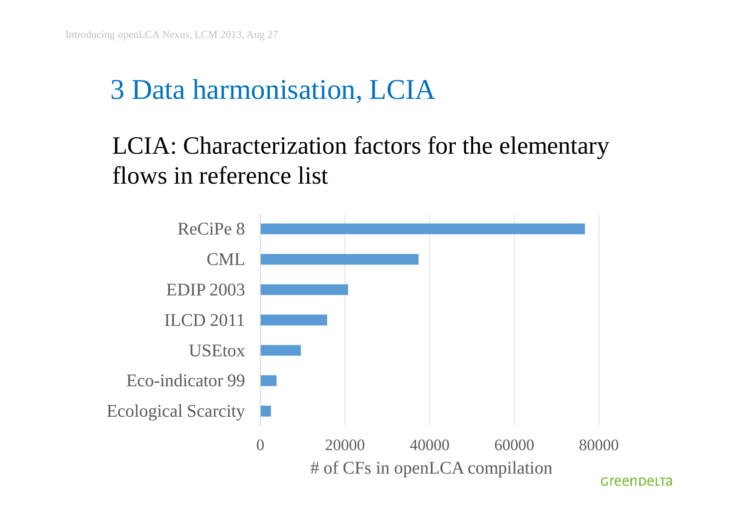# 3 Data harmonisation, LCIA

LCIA: Characterization factors for the elementary flows in reference list

ReCiPe 8

CML

EDIP 2003

ILCD 2011

USEtox

Eco-indicator 99

Ecological Scarcity

0 20000 40000 60000 80000

# of CFs in openLCA compilation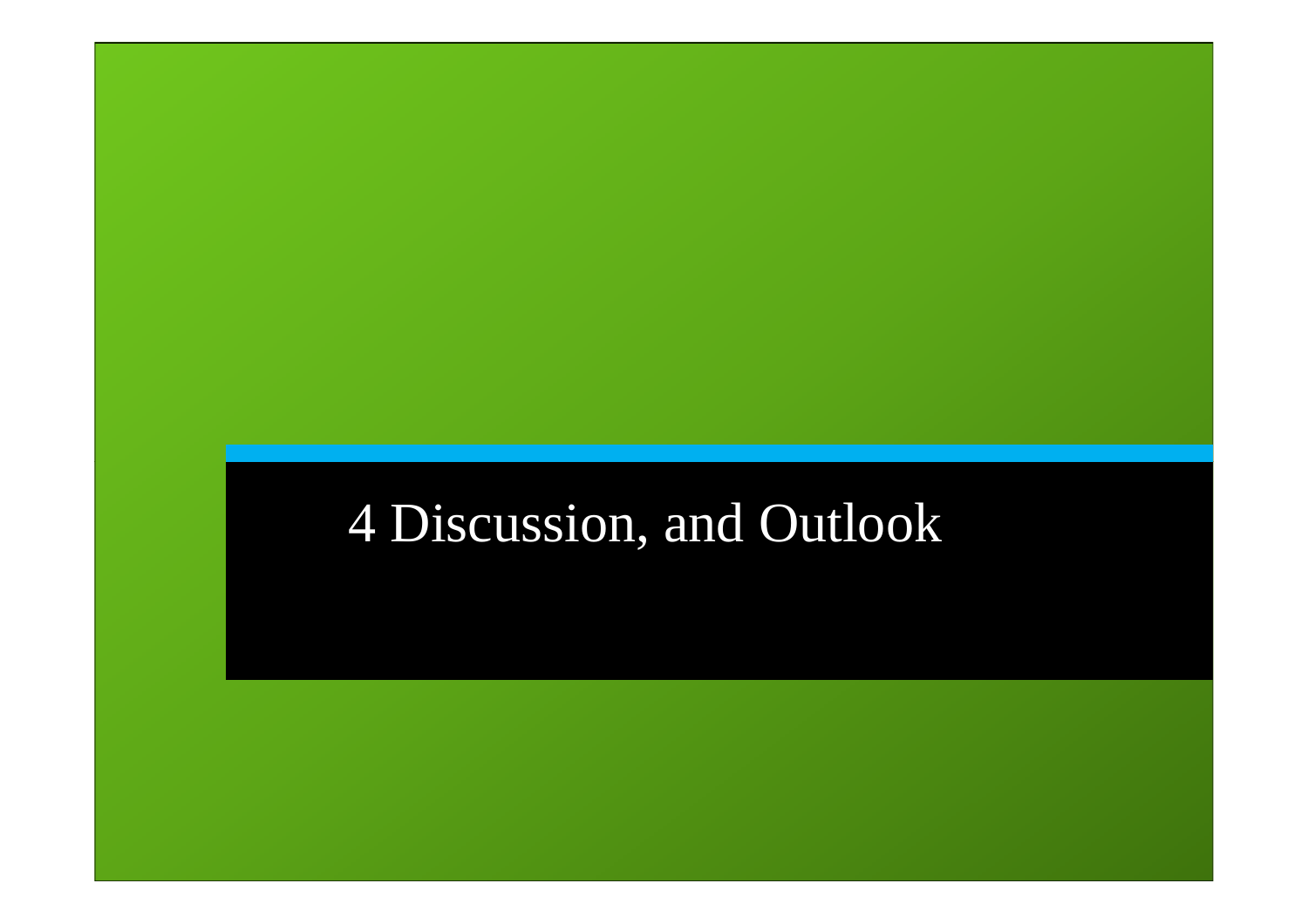# 4 Discussion, and Outlook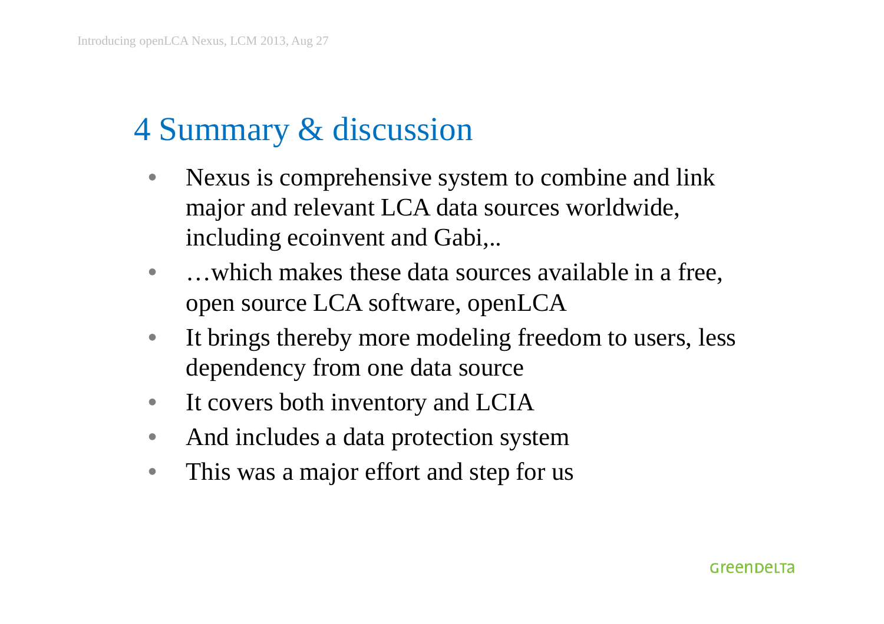# 4 Summary & discussion

- Nexus is comprehensive system to combine and link major and relevant LCA data sources worldwide, including ecoinvent and Gabi,..
- …which makes these data sources available in a free, open source LCA software, openLCA
- It brings thereby more modeling freedom to users, less dependency from one data source
- It covers both inventory and LCIA
- And includes a data protection system
- This was a major effort and step for us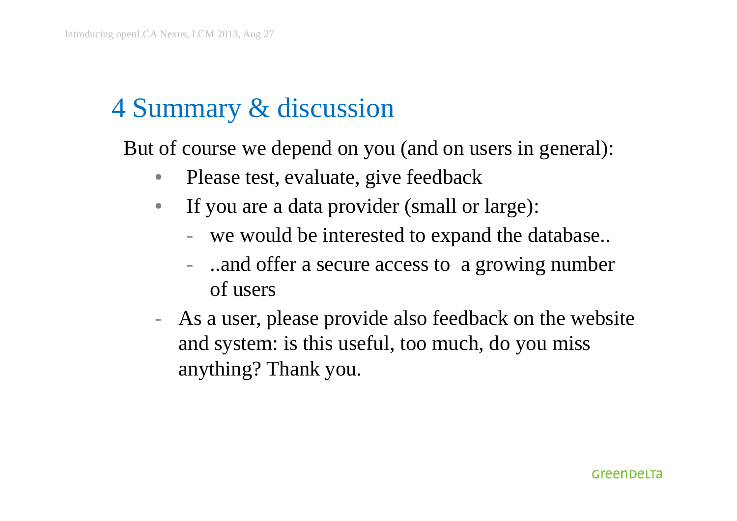# 4 Summary & discussion

But of course we depend on you (and on users in general):

- Please test, evaluate, give feedback
- If you are a data provider (small or large):
  - we would be interested to expand the database..
  - ..and offer a secure access to a growing number of users
- As a user, please provide also feedback on the website and system: is this useful, too much, do you miss anything? Thank you.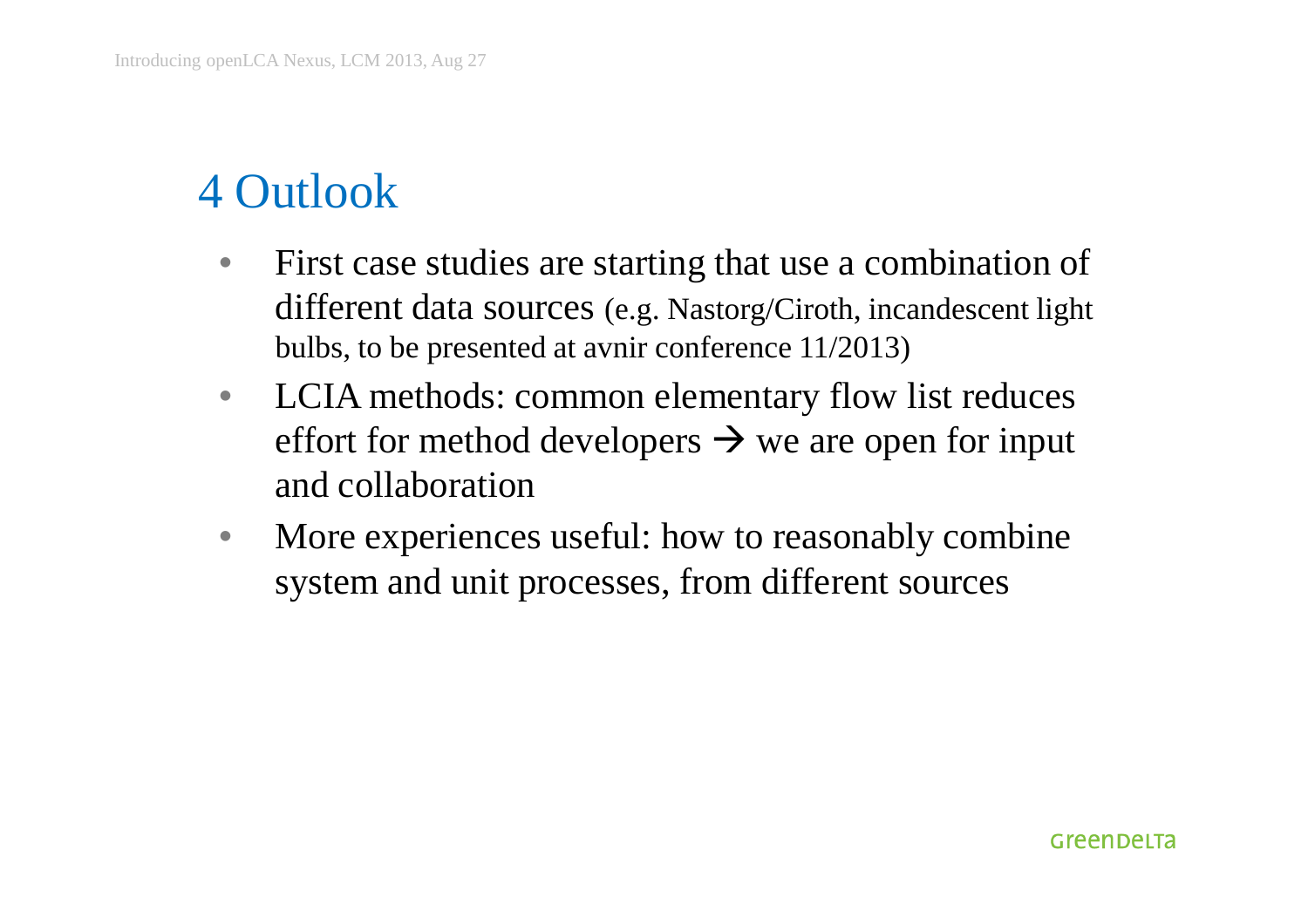# 4 Outlook

- First case studies are starting that use a combination of different data sources (e.g. Nastorg/Ciroth, incandescent light bulbs, to be presented at avnir conference 11/2013)
- LCIA methods: common elementary flow list reduces effort for method developers → we are open for input and collaboration
- More experiences useful: how to reasonably combine system and unit processes, from different sources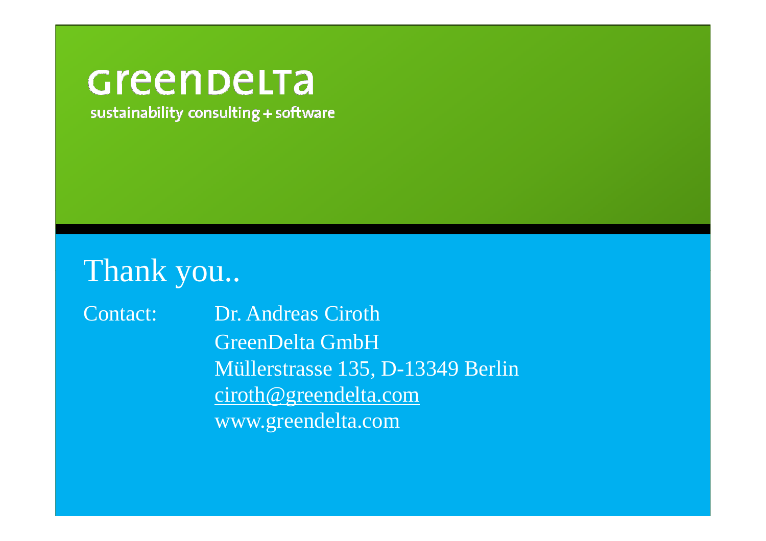GreenDelta

sustainability consulting + software

# Thank you..

Contact: Dr. Andreas Ciroth  
GreenDelta GmbH  
Müllerstrasse 135, D-13349 Berlin  
ciroth@greendelta.com  
www.greendelta.com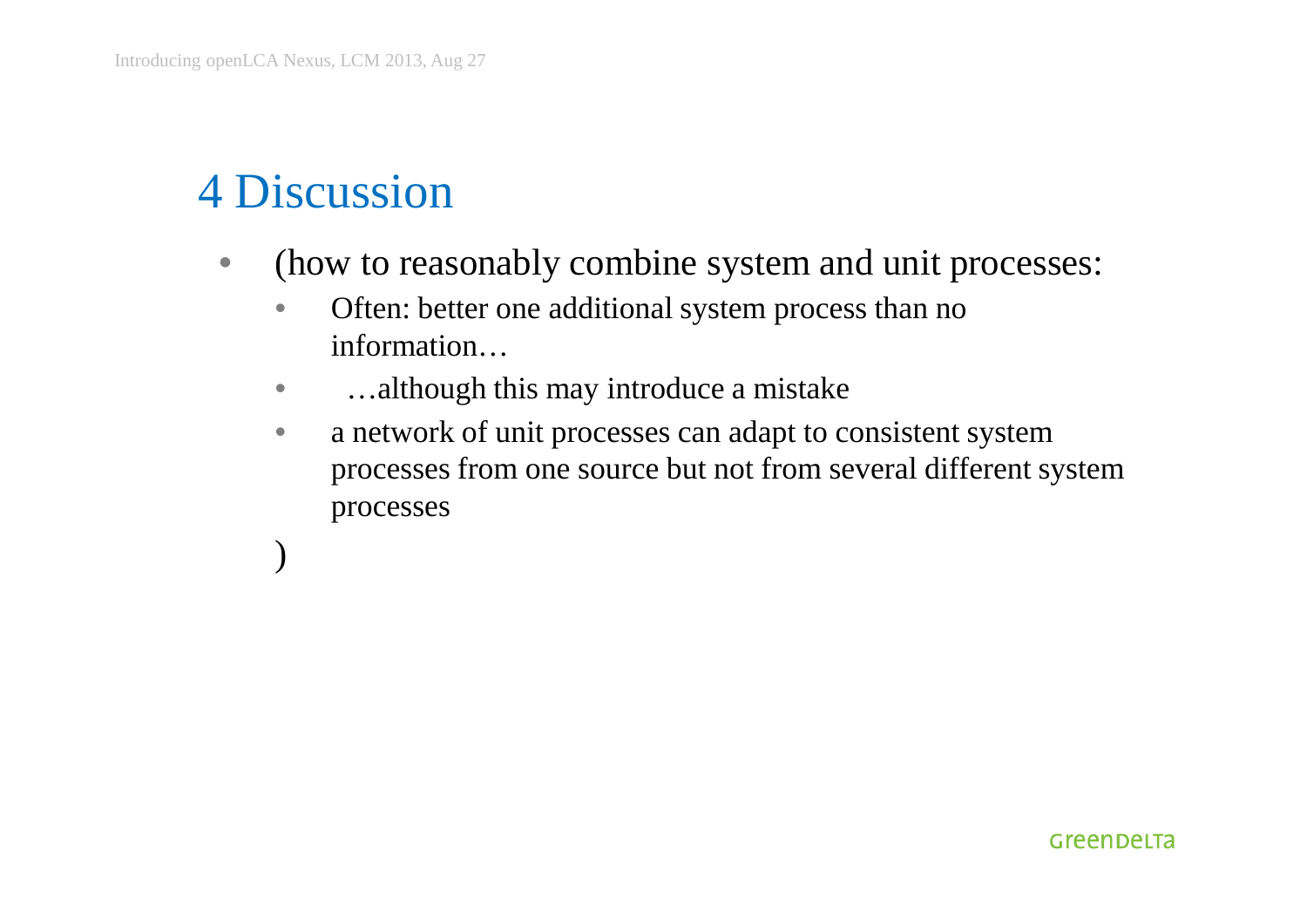# 4 Discussion

- (how to reasonably combine system and unit processes:
  - Often: better one additional system process than no information…
  - …although this may introduce a mistake
  - a network of unit processes can adapt to consistent system processes from one source but not from several different system processes

  )